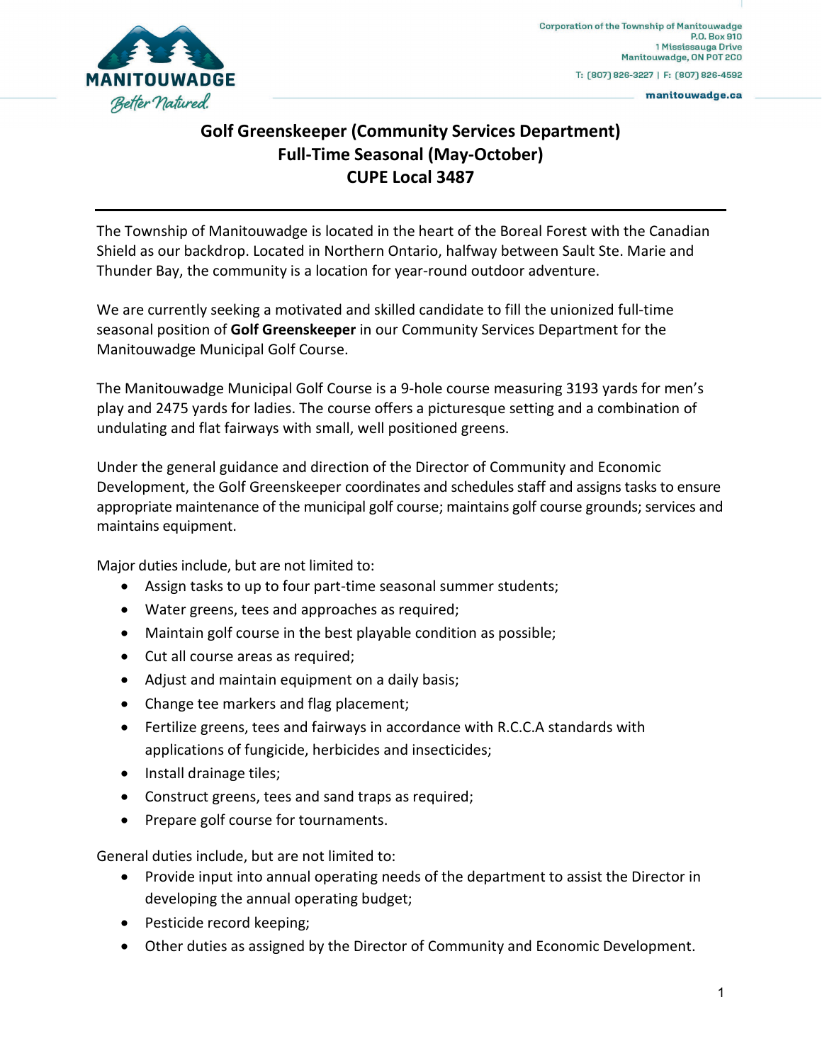Corporation of the Township of Manitouwadge
P.O. Box 910
1 Mississauga Drive
Manitouwadge, ON P0T 2C0

T: (807) 826-3227 | F: (807) 826-4592

manitouwadge.ca

# Golf Greenskeeper (Community Services Department)
# Full-Time Seasonal (May-October)
# CUPE Local 3487

---

The Township of Manitouwadge is located in the heart of the Boreal Forest with the Canadian Shield as our backdrop. Located in Northern Ontario, halfway between Sault Ste. Marie and Thunder Bay, the community is a location for year-round outdoor adventure.

We are currently seeking a motivated and skilled candidate to fill the unionized full-time seasonal position of **Golf Greenskeeper** in our Community Services Department for the Manitouwadge Municipal Golf Course.

The Manitouwadge Municipal Golf Course is a 9-hole course measuring 3193 yards for men's play and 2475 yards for ladies. The course offers a picturesque setting and a combination of undulating and flat fairways with small, well positioned greens.

Under the general guidance and direction of the Director of Community and Economic Development, the Golf Greenskeeper coordinates and schedules staff and assigns tasks to ensure appropriate maintenance of the municipal golf course; maintains golf course grounds; services and maintains equipment.

Major duties include, but are not limited to:

- Assign tasks to up to four part-time seasonal summer students;
- Water greens, tees and approaches as required;
- Maintain golf course in the best playable condition as possible;
- Cut all course areas as required;
- Adjust and maintain equipment on a daily basis;
- Change tee markers and flag placement;
- Fertilize greens, tees and fairways in accordance with R.C.C.A standards with applications of fungicide, herbicides and insecticides;
- Install drainage tiles;
- Construct greens, tees and sand traps as required;
- Prepare golf course for tournaments.

General duties include, but are not limited to:

- Provide input into annual operating needs of the department to assist the Director in developing the annual operating budget;
- Pesticide record keeping;
- Other duties as assigned by the Director of Community and Economic Development.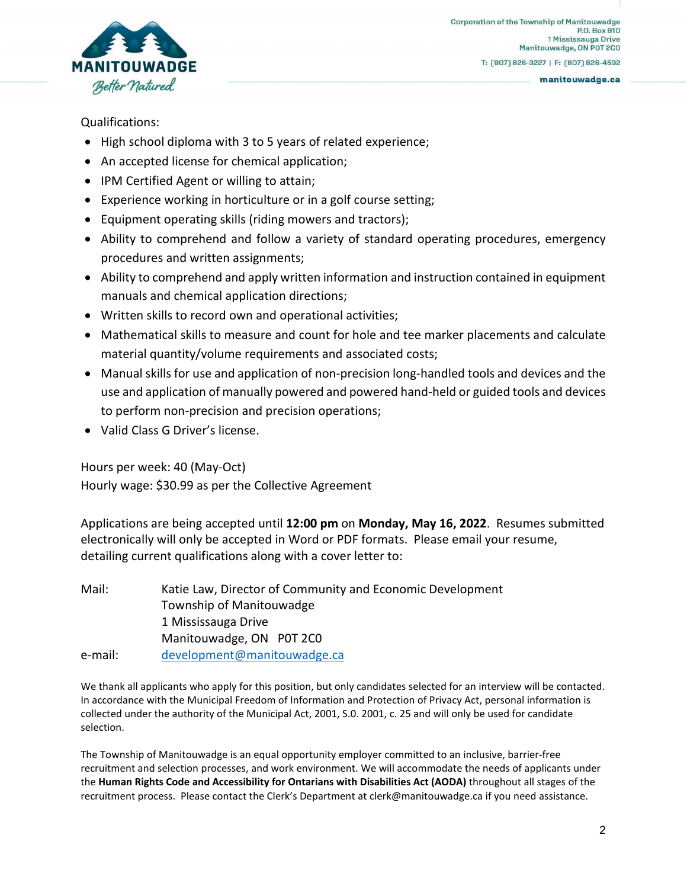Qualifications:

- High school diploma with 3 to 5 years of related experience;
- An accepted license for chemical application;
- IPM Certified Agent or willing to attain;
- Experience working in horticulture or in a golf course setting;
- Equipment operating skills (riding mowers and tractors);
- Ability to comprehend and follow a variety of standard operating procedures, emergency procedures and written assignments;
- Ability to comprehend and apply written information and instruction contained in equipment manuals and chemical application directions;
- Written skills to record own and operational activities;
- Mathematical skills to measure and count for hole and tee marker placements and calculate material quantity/volume requirements and associated costs;
- Manual skills for use and application of non-precision long-handled tools and devices and the use and application of manually powered and powered hand-held or guided tools and devices to perform non-precision and precision operations;
- Valid Class G Driver's license.

Hours per week: 40 (May-Oct)
Hourly wage: $30.99 as per the Collective Agreement

Applications are being accepted until **12:00 pm** on **Monday, May 16, 2022**. Resumes submitted electronically will only be accepted in Word or PDF formats. Please email your resume, detailing current qualifications along with a cover letter to:

Mail: Katie Law, Director of Community and Economic Development
Township of Manitouwadge
1 Mississauga Drive
Manitouwadge, ON P0T 2C0

e-mail: development@manitouwadge.ca

We thank all applicants who apply for this position, but only candidates selected for an interview will be contacted. In accordance with the Municipal Freedom of Information and Protection of Privacy Act, personal information is collected under the authority of the Municipal Act, 2001, S.0. 2001, c. 25 and will only be used for candidate selection.

The Township of Manitouwadge is an equal opportunity employer committed to an inclusive, barrier-free recruitment and selection processes, and work environment. We will accommodate the needs of applicants under the **Human Rights Code and Accessibility for Ontarians with Disabilities Act (AODA)** throughout all stages of the recruitment process. Please contact the Clerk's Department at clerk@manitouwadge.ca if you need assistance.